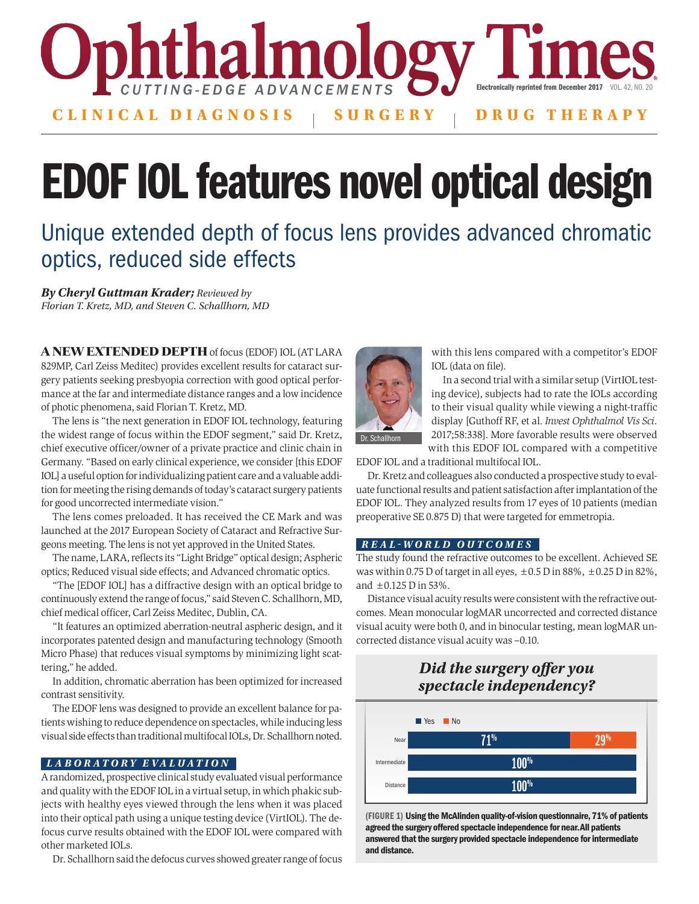# EDOF IOL features novel optical design

## Unique extended depth of focus lens provides advanced chromatic optics, reduced side effects

***By Cheryl Guttman Krader;*** *Reviewed by Florian T. Kretz, MD, and Steven C. Schallhorn, MD*

**A NEW EXTENDED DEPTH** of focus (EDOF) IOL (AT LARA 829MP, Carl Zeiss Meditec) provides excellent results for cataract surgery patients seeking presbyopia correction with good optical performance at the far and intermediate distance ranges and a low incidence of photic phenomena, said Florian T. Kretz, MD.

The lens is "the next generation in EDOF IOL technology, featuring the widest range of focus within the EDOF segment," said Dr. Kretz, chief executive officer/owner of a private practice and clinic chain in Germany. "Based on early clinical experience, we consider [this EDOF IOL] a useful option for individualizing patient care and a valuable addition for meeting the rising demands of today's cataract surgery patients for good uncorrected intermediate vision."

The lens comes preloaded. It has received the CE Mark and was launched at the 2017 European Society of Cataract and Refractive Surgeons meeting. The lens is not yet approved in the United States.

The name, LARA, reflects its "Light Bridge" optical design; Aspheric optics; Reduced visual side effects; and Advanced chromatic optics.

"The [EDOF IOL] has a diffractive design with an optical bridge to continuously extend the range of focus," said Steven C. Schallhorn, MD, chief medical officer, Carl Zeiss Meditec, Dublin, CA.

"It features an optimized aberration-neutral aspheric design, and it incorporates patented design and manufacturing technology (Smooth Micro Phase) that reduces visual symptoms by minimizing light scattering," he added.

In addition, chromatic aberration has been optimized for increased contrast sensitivity.

The EDOF lens was designed to provide an excellent balance for patients wishing to reduce dependence on spectacles, while inducing less visual side effects than traditional multifocal IOLs, Dr. Schallhorn noted.

### LABORATORY EVALUATION

A randomized, prospective clinical study evaluated visual performance and quality with the EDOF IOL in a virtual setup, in which phakic subjects with healthy eyes viewed through the lens when it was placed into their optical path using a unique testing device (VirtIOL). The defocus curve results obtained with the EDOF IOL were compared with other marketed IOLs.

Dr. Schallhorn said the defocus curves showed greater range of focus with this lens compared with a competitor's EDOF IOL (data on file).

Dr. Schallhorn

In a second trial with a similar setup (VirtIOL testing device), subjects had to rate the IOLs according to their visual quality while viewing a night-traffic display [Guthoff RF, et al. *Invest Ophthalmol Vis Sci.* 2017;58:338]. More favorable results were observed with this EDOF IOL compared with a competitive EDOF IOL and a traditional multifocal IOL.

Dr. Kretz and colleagues also conducted a prospective study to evaluate functional results and patient satisfaction after implantation of the EDOF IOL. They analyzed results from 17 eyes of 10 patients (median preoperative SE 0.875 D) that were targeted for emmetropia.

### REAL-WORLD OUTCOMES

The study found the refractive outcomes to be excellent. Achieved SE was within 0.75 D of target in all eyes, ±0.5 D in 88%, ±0.25 D in 82%, and ±0.125 D in 53%.

Distance visual acuity results were consistent with the refractive outcomes. Mean monocular logMAR uncorrected and corrected distance visual acuity were both 0, and in binocular testing, mean logMAR uncorrected distance visual acuity was –0.10.

***Did the surgery offer you spectacle independency?***

| | Yes | No |
|---|---|---|
| Near | 71% | 29% |
| Intermediate | 100% | |
| Distance | 100% | |

**(FIGURE 1) Using the McAlinden quality-of-vision questionnaire, 71% of patients agreed the surgery offered spectacle independence for near. All patients answered that the surgery provided spectacle independence for intermediate and distance.**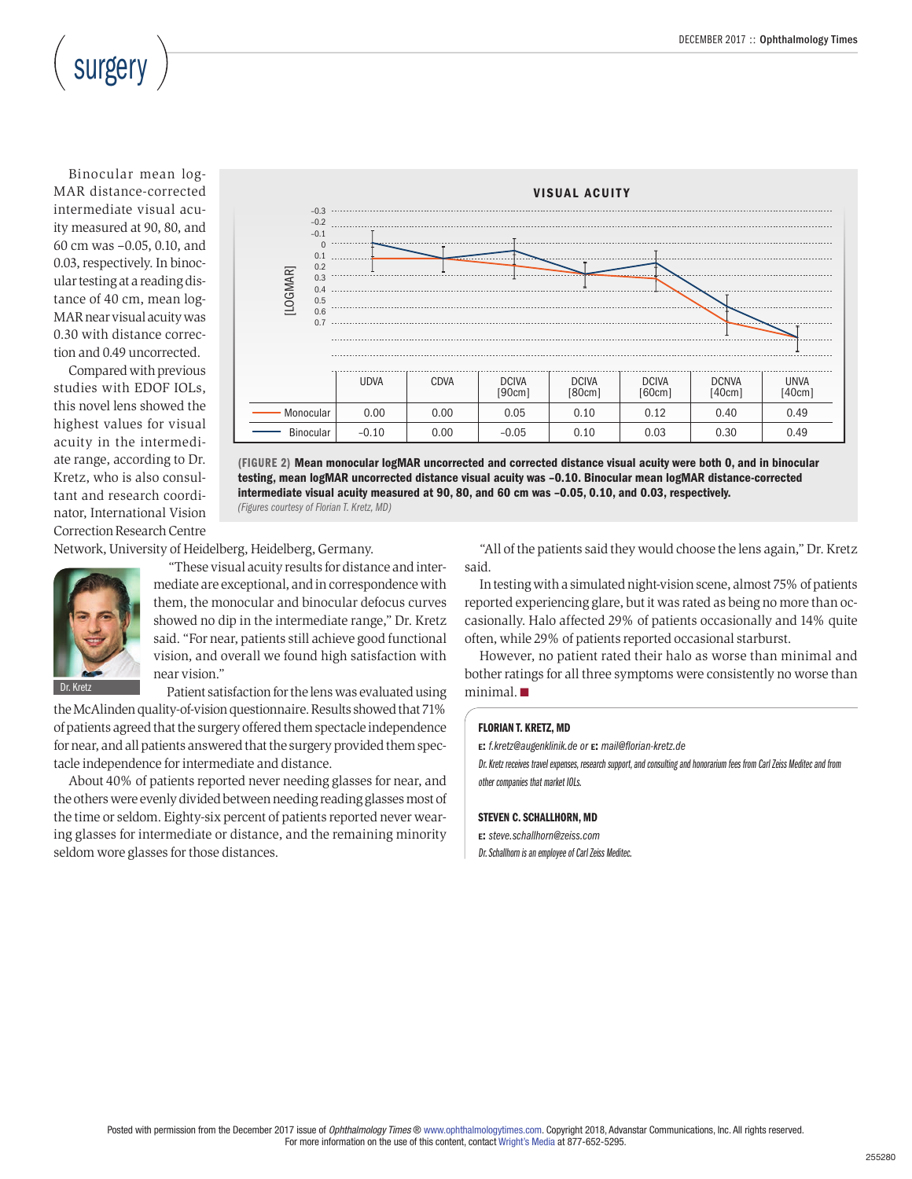Binocular mean logMAR distance-corrected intermediate visual acuity measured at 90, 80, and 60 cm was –0.05, 0.10, and 0.03, respectively. In binocular testing at a reading distance of 40 cm, mean logMAR near visual acuity was 0.30 with distance correction and 0.49 uncorrected.

Compared with previous studies with EDOF IOLs, this novel lens showed the highest values for visual acuity in the intermediate range, according to Dr. Kretz, who is also consultant and research coordinator, International Vision Correction Research Centre Network, University of Heidelberg, Heidelberg, Germany.

**VISUAL ACUITY**

[LOGMAR]

–0.3
–0.2
–0.1
0
0.1
0.2
0.3
0.4
0.5
0.6
0.7

| | UDVA | CDVA | DCIVA [90cm] | DCIVA [80cm] | DCIVA [60cm] | DCNVA [40cm] | UNVA [40cm] |
|---|---|---|---|---|---|---|---|
| Monocular | 0.00 | 0.00 | 0.05 | 0.10 | 0.12 | 0.40 | 0.49 |
| Binocular | –0.10 | 0.00 | –0.05 | 0.10 | 0.03 | 0.30 | 0.49 |

**(FIGURE 2) Mean monocular logMAR uncorrected and corrected distance visual acuity were both 0, and in binocular testing, mean logMAR uncorrected distance visual acuity was –0.10. Binocular mean logMAR distance-corrected intermediate visual acuity measured at 90, 80, and 60 cm was –0.05, 0.10, and 0.03, respectively.** *(Figures courtesy of Florian T. Kretz, MD)*

Dr. Kretz

"These visual acuity results for distance and intermediate are exceptional, and in correspondence with them, the monocular and binocular defocus curves showed no dip in the intermediate range," Dr. Kretz said. "For near, patients still achieve good functional vision, and overall we found high satisfaction with near vision."

Patient satisfaction for the lens was evaluated using the McAlinden quality-of-vision questionnaire. Results showed that 71% of patients agreed that the surgery offered them spectacle independence for near, and all patients answered that the surgery provided them spectacle independence for intermediate and distance.

About 40% of patients reported never needing glasses for near, and the others were evenly divided between needing reading glasses most of the time or seldom. Eighty-six percent of patients reported never wearing glasses for intermediate or distance, and the remaining minority seldom wore glasses for those distances.

"All of the patients said they would choose the lens again," Dr. Kretz said.

In testing with a simulated night-vision scene, almost 75% of patients reported experiencing glare, but it was rated as being no more than occasionally. Halo affected 29% of patients occasionally and 14% quite often, while 29% of patients reported occasional starburst.

However, no patient rated their halo as worse than minimal and bother ratings for all three symptoms were consistently no worse than minimal. ■

**FLORIAN T. KRETZ, MD**

**E:** *f.kretz@augenklinik.de* or **E:** *mail@florian-kretz.de*

*Dr. Kretz receives travel expenses, research support, and consulting and honorarium fees from Carl Zeiss Meditec and from other companies that market IOLs.*

**STEVEN C. SCHALLHORN, MD**

**E:** *steve.schallhorn@zeiss.com*

*Dr. Schallhorn is an employee of Carl Zeiss Meditec.*